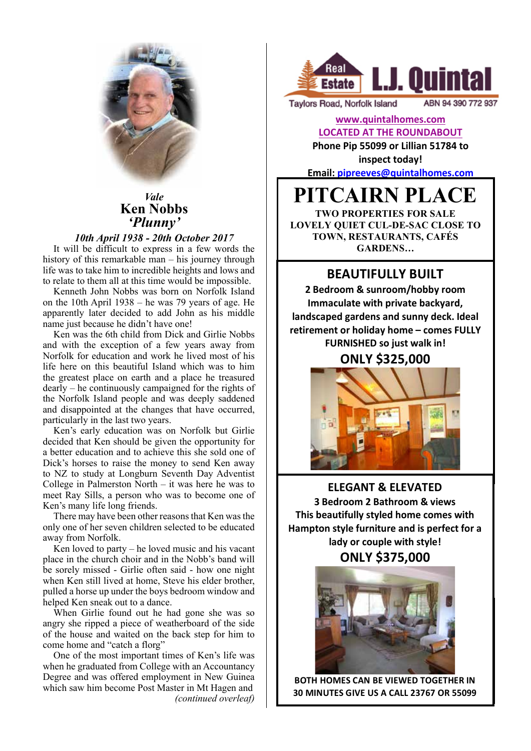*Vale*

## Ken Nobbs

***'Plunny'***

*10th April 1938 - 20th October 2017*

It will be difficult to express in a few words the history of this remarkable man – his journey through life was to take him to incredible heights and lows and to relate to them all at this time would be impossible.

Kenneth John Nobbs was born on Norfolk Island on the 10th April 1938 – he was 79 years of age. He apparently later decided to add John as his middle name just because he didn't have one!

Ken was the 6th child from Dick and Girlie Nobbs and with the exception of a few years away from Norfolk for education and work he lived most of his life here on this beautiful Island which was to him the greatest place on earth and a place he treasured dearly – he continuously campaigned for the rights of the Norfolk Island people and was deeply saddened and disappointed at the changes that have occurred, particularly in the last two years.

Ken's early education was on Norfolk but Girlie decided that Ken should be given the opportunity for a better education and to achieve this she sold one of Dick's horses to raise the money to send Ken away to NZ to study at Longburn Seventh Day Adventist College in Palmerston North – it was here he was to meet Ray Sills, a person who was to become one of Ken's many life long friends.

There may have been other reasons that Ken was the only one of her seven children selected to be educated away from Norfolk.

Ken loved to party – he loved music and his vacant place in the church choir and in the Nobb's band will be sorely missed - Girlie often said - how one night when Ken still lived at home, Steve his elder brother, pulled a horse up under the boys bedroom window and helped Ken sneak out to a dance.

When Girlie found out he had gone she was so angry she ripped a piece of weatherboard of the side of the house and waited on the back step for him to come home and "catch a florg"

One of the most important times of Ken's life was when he graduated from College with an Accountancy Degree and was offered employment in New Guinea which saw him become Post Master in Mt Hagen and

*(continued overleaf)*

---

**Real Estate L.J. Quintal**

Taylors Road, Norfolk Island ABN 94 390 772 937

www.quintalhomes.com

LOCATED AT THE ROUNDABOUT

**Phone Pip 55099 or Lillian 51784 to inspect today!**

**Email: pipreeves@quintalhomes.com**

# PITCAIRN PLACE

**TWO PROPERTIES FOR SALE**
**LOVELY QUIET CUL-DE-SAC CLOSE TO TOWN, RESTAURANTS, CAFÉS GARDENS…**

## BEAUTIFULLY BUILT

**2 Bedroom & sunroom/hobby room**
**Immaculate with private backyard, landscaped gardens and sunny deck. Ideal retirement or holiday home – comes FULLY FURNISHED so just walk in!**

**ONLY $325,000**

## ELEGANT & ELEVATED

**3 Bedroom 2 Bathroom & views**
**This beautifully styled home comes with Hampton style furniture and is perfect for a lady or couple with style!**

**ONLY $375,000**

**BOTH HOMES CAN BE VIEWED TOGETHER IN 30 MINUTES GIVE US A CALL 23767 OR 55099**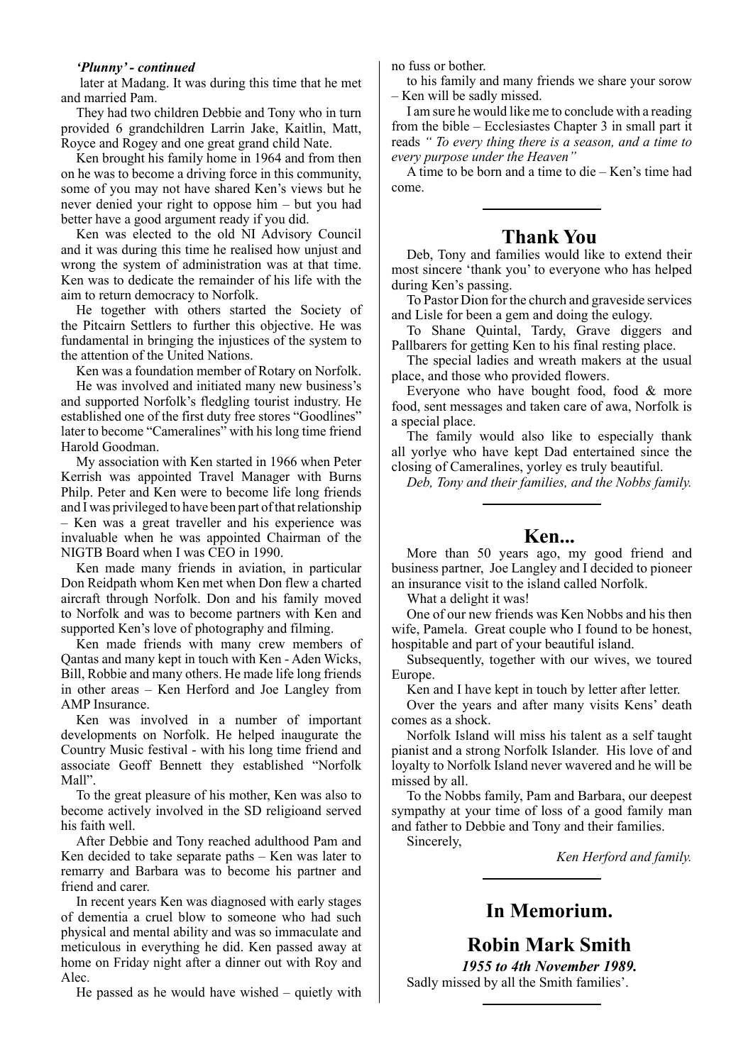***'Plunny' - continued***

later at Madang. It was during this time that he met and married Pam.

They had two children Debbie and Tony who in turn provided 6 grandchildren Larrin Jake, Kaitlin, Matt, Royce and Rogey and one great grand child Nate.

Ken brought his family home in 1964 and from then on he was to become a driving force in this community, some of you may not have shared Ken's views but he never denied your right to oppose him – but you had better have a good argument ready if you did.

Ken was elected to the old NI Advisory Council and it was during this time he realised how unjust and wrong the system of administration was at that time. Ken was to dedicate the remainder of his life with the aim to return democracy to Norfolk.

He together with others started the Society of the Pitcairn Settlers to further this objective. He was fundamental in bringing the injustices of the system to the attention of the United Nations.

Ken was a foundation member of Rotary on Norfolk.

He was involved and initiated many new business's and supported Norfolk's fledgling tourist industry. He established one of the first duty free stores "Goodlines" later to become "Cameralines" with his long time friend Harold Goodman.

My association with Ken started in 1966 when Peter Kerrish was appointed Travel Manager with Burns Philp. Peter and Ken were to become life long friends and I was privileged to have been part of that relationship – Ken was a great traveller and his experience was invaluable when he was appointed Chairman of the NIGTB Board when I was CEO in 1990.

Ken made many friends in aviation, in particular Don Reidpath whom Ken met when Don flew a charted aircraft through Norfolk. Don and his family moved to Norfolk and was to become partners with Ken and supported Ken's love of photography and filming.

Ken made friends with many crew members of Qantas and many kept in touch with Ken - Aden Wicks, Bill, Robbie and many others. He made life long friends in other areas – Ken Herford and Joe Langley from AMP Insurance.

Ken was involved in a number of important developments on Norfolk. He helped inaugurate the Country Music festival - with his long time friend and associate Geoff Bennett they established "Norfolk Mall".

To the great pleasure of his mother, Ken was also to become actively involved in the SD religioand served his faith well.

After Debbie and Tony reached adulthood Pam and Ken decided to take separate paths – Ken was later to remarry and Barbara was to become his partner and friend and carer.

In recent years Ken was diagnosed with early stages of dementia a cruel blow to someone who had such physical and mental ability and was so immaculate and meticulous in everything he did. Ken passed away at home on Friday night after a dinner out with Roy and Alec.

He passed as he would have wished – quietly with no fuss or bother.

to his family and many friends we share your sorow – Ken will be sadly missed.

I am sure he would like me to conclude with a reading from the bible – Ecclesiastes Chapter 3 in small part it reads *" To every thing there is a season, and a time to every purpose under the Heaven"*

A time to be born and a time to die – Ken's time had come.

---

## Thank You

Deb, Tony and families would like to extend their most sincere 'thank you' to everyone who has helped during Ken's passing.

To Pastor Dion for the church and graveside services and Lisle for been a gem and doing the eulogy.

To Shane Quintal, Tardy, Grave diggers and Pallbarers for getting Ken to his final resting place.

The special ladies and wreath makers at the usual place, and those who provided flowers.

Everyone who have bought food, food & more food, sent messages and taken care of awa, Norfolk is a special place.

The family would also like to especially thank all yorlye who have kept Dad entertained since the closing of Cameralines, yorley es truly beautiful.

*Deb, Tony and their families, and the Nobbs family.*

---

## Ken...

More than 50 years ago, my good friend and business partner, Joe Langley and I decided to pioneer an insurance visit to the island called Norfolk.

What a delight it was!

One of our new friends was Ken Nobbs and his then wife, Pamela. Great couple who I found to be honest, hospitable and part of your beautiful island.

Subsequently, together with our wives, we toured Europe.

Ken and I have kept in touch by letter after letter.

Over the years and after many visits Kens' death comes as a shock.

Norfolk Island will miss his talent as a self taught pianist and a strong Norfolk Islander. His love of and loyalty to Norfolk Island never wavered and he will be missed by all.

To the Nobbs family, Pam and Barbara, our deepest sympathy at your time of loss of a good family man and father to Debbie and Tony and their families.

Sincerely,

*Ken Herford and family.*

---

## In Memorium.

## Robin Mark Smith

***1955 to 4th November 1989.***

Sadly missed by all the Smith families'.